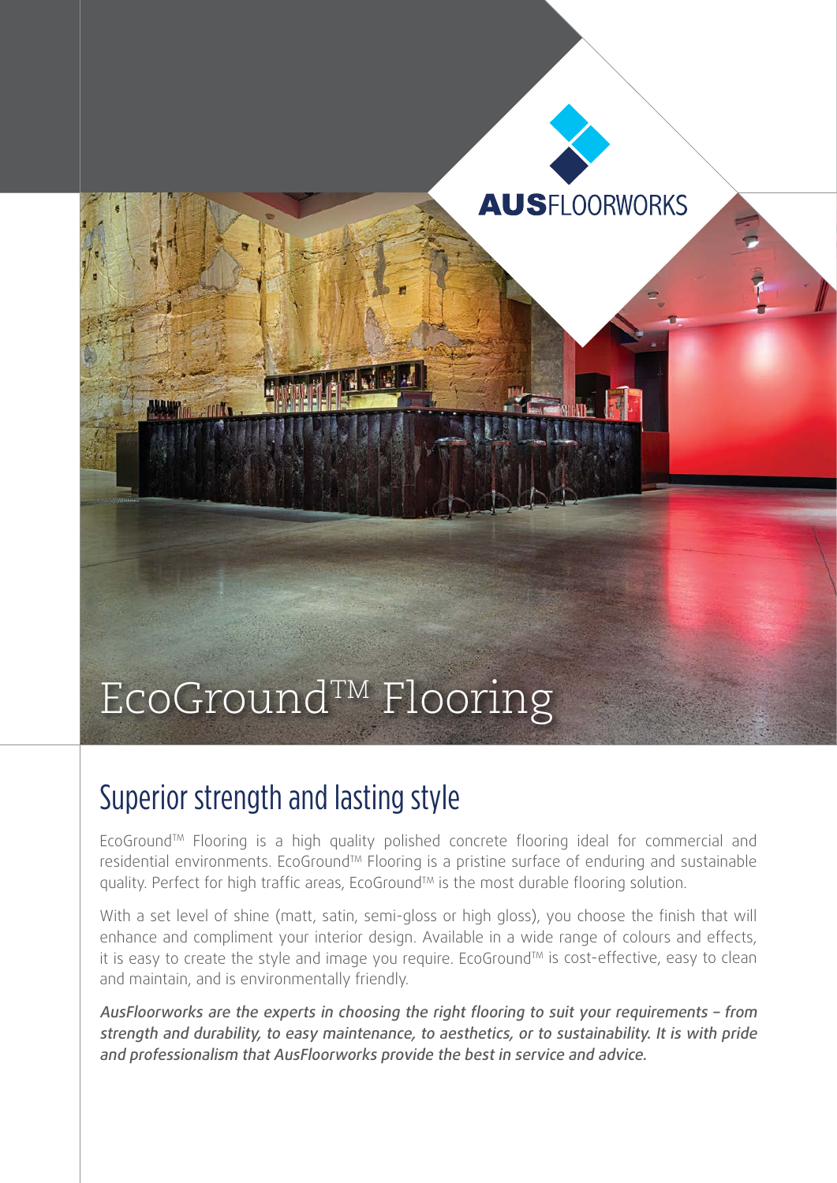AUSFLOORWORKS

# EcoGround™ Flooring

## Superior strength and lasting style

EcoGround™ Flooring is a high quality polished concrete flooring ideal for commercial and residential environments. EcoGround™ Flooring is a pristine surface of enduring and sustainable quality. Perfect for high traffic areas, EcoGround™ is the most durable flooring solution.

With a set level of shine (matt, satin, semi-gloss or high gloss), you choose the finish that will enhance and compliment your interior design. Available in a wide range of colours and effects, it is easy to create the style and image you require. EcoGround™ is cost-effective, easy to clean and maintain, and is environmentally friendly.

*AusFloorworks are the experts in choosing the right flooring to suit your requirements – from strength and durability, to easy maintenance, to aesthetics, or to sustainability. It is with pride and professionalism that AusFloorworks provide the best in service and advice.*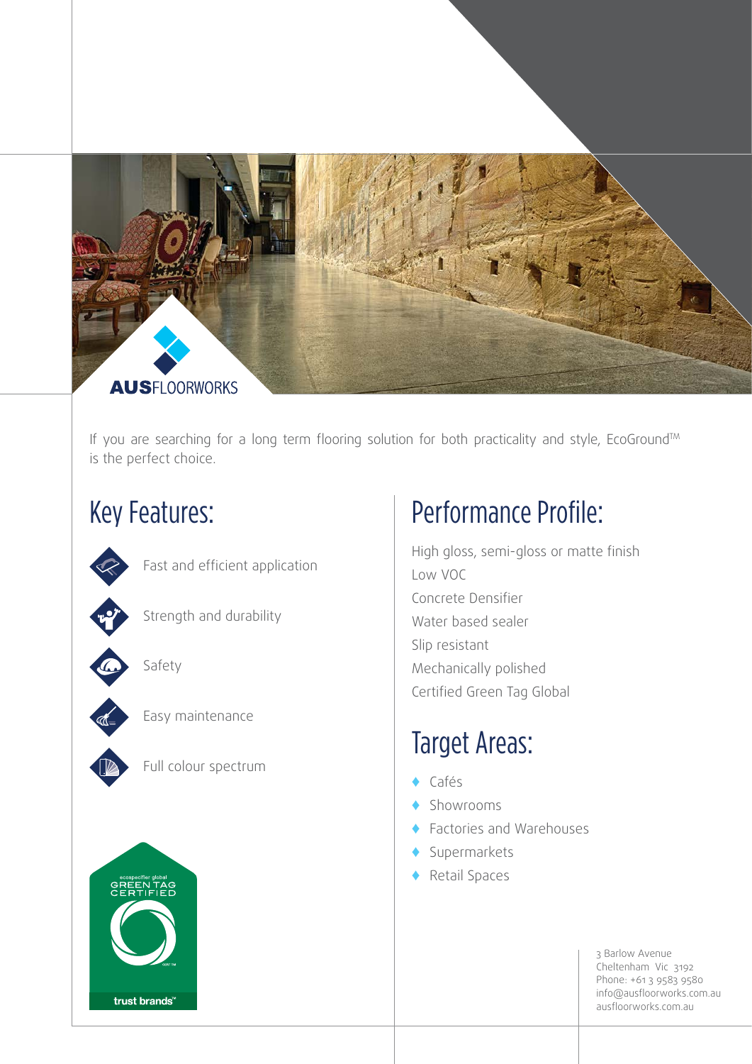AUSFLOORWORKS

If you are searching for a long term flooring solution for both practicality and style, EcoGround™ is the perfect choice.

## Key Features:

- Fast and efficient application
- Strength and durability
- Safety
- Easy maintenance
- Full colour spectrum

ecospecifier global GREEN TAG CERTIFIED

trust brands™

## Performance Profile:

High gloss, semi-gloss or matte finish
Low VOC
Concrete Densifier
Water based sealer
Slip resistant
Mechanically polished
Certified Green Tag Global

## Target Areas:

- Cafés
- Showrooms
- Factories and Warehouses
- Supermarkets
- Retail Spaces

3 Barlow Avenue
Cheltenham Vic 3192
Phone: +61 3 9583 9580
info@ausfloorworks.com.au
ausfloorworks.com.au